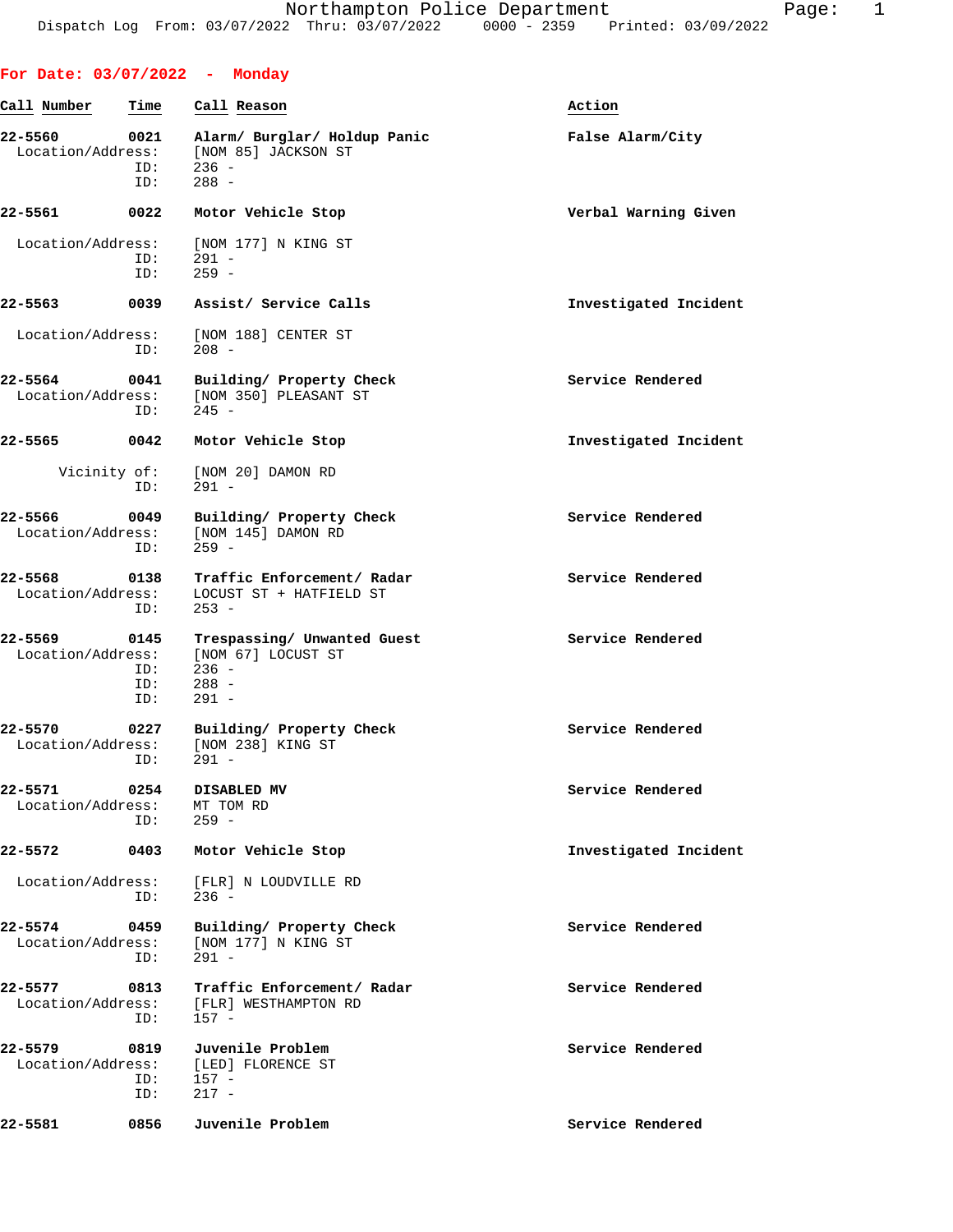## For Date: 03/07/2022 - Monday

| Call Number | Time | Call Reason | Action |
|---|---|---|---|
| 22-5560 | 0021 | Alarm/ Burglar/ Holdup Panic | False Alarm/City |
| Location/Address: | | [NOM 85] JACKSON ST | |
| ID: | | 236 - | |
| ID: | | 288 - | |
| 22-5561 | 0022 | Motor Vehicle Stop | Verbal Warning Given |
| Location/Address: | | [NOM 177] N KING ST | |
| ID: | | 291 - | |
| ID: | | 259 - | |
| 22-5563 | 0039 | Assist/ Service Calls | Investigated Incident |
| Location/Address: | | [NOM 188] CENTER ST | |
| ID: | | 208 - | |
| 22-5564 | 0041 | Building/ Property Check | Service Rendered |
| Location/Address: | | [NOM 350] PLEASANT ST | |
| ID: | | 245 - | |
| 22-5565 | 0042 | Motor Vehicle Stop | Investigated Incident |
| Vicinity of: | | [NOM 20] DAMON RD | |
| ID: | | 291 - | |
| 22-5566 | 0049 | Building/ Property Check | Service Rendered |
| Location/Address: | | [NOM 145] DAMON RD | |
| ID: | | 259 - | |
| 22-5568 | 0138 | Traffic Enforcement/ Radar | Service Rendered |
| Location/Address: | | LOCUST ST + HATFIELD ST | |
| ID: | | 253 - | |
| 22-5569 | 0145 | Trespassing/ Unwanted Guest | Service Rendered |
| Location/Address: | | [NOM 67] LOCUST ST | |
| ID: | | 236 - | |
| ID: | | 288 - | |
| ID: | | 291 - | |
| 22-5570 | 0227 | Building/ Property Check | Service Rendered |
| Location/Address: | | [NOM 238] KING ST | |
| ID: | | 291 - | |
| 22-5571 | 0254 | DISABLED MV | Service Rendered |
| Location/Address: | | MT TOM RD | |
| ID: | | 259 - | |
| 22-5572 | 0403 | Motor Vehicle Stop | Investigated Incident |
| Location/Address: | | [FLR] N LOUDVILLE RD | |
| ID: | | 236 - | |
| 22-5574 | 0459 | Building/ Property Check | Service Rendered |
| Location/Address: | | [NOM 177] N KING ST | |
| ID: | | 291 - | |
| 22-5577 | 0813 | Traffic Enforcement/ Radar | Service Rendered |
| Location/Address: | | [FLR] WESTHAMPTON RD | |
| ID: | | 157 - | |
| 22-5579 | 0819 | Juvenile Problem | Service Rendered |
| Location/Address: | | [LED] FLORENCE ST | |
| ID: | | 157 - | |
| ID: | | 217 - | |
| 22-5581 | 0856 | Juvenile Problem | Service Rendered |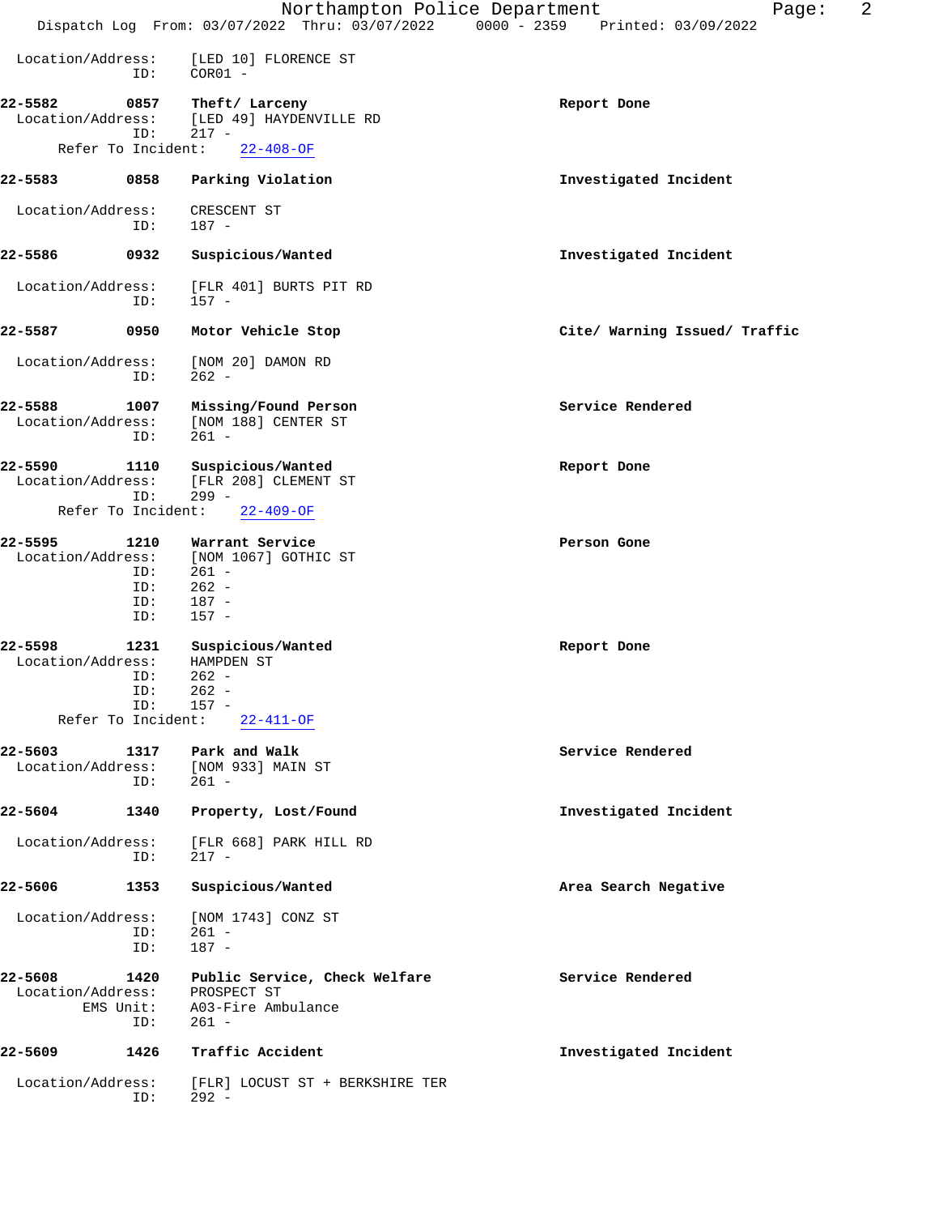Location/Address: [LED 10] FLORENCE ST
ID: COR01 -

**22-5582 0857 Theft/ Larceny** — **Report Done**
Location/Address: [LED 49] HAYDENVILLE RD
ID: 217 -
Refer To Incident: 22-408-OF

**22-5583 0858 Parking Violation** — **Investigated Incident**
Location/Address: CRESCENT ST
ID: 187 -

**22-5586 0932 Suspicious/Wanted** — **Investigated Incident**
Location/Address: [FLR 401] BURTS PIT RD
ID: 157 -

**22-5587 0950 Motor Vehicle Stop** — **Cite/ Warning Issued/ Traffic**
Location/Address: [NOM 20] DAMON RD
ID: 262 -

**22-5588 1007 Missing/Found Person** — **Service Rendered**
Location/Address: [NOM 188] CENTER ST
ID: 261 -

**22-5590 1110 Suspicious/Wanted** — **Report Done**
Location/Address: [FLR 208] CLEMENT ST
ID: 299 -
Refer To Incident: 22-409-OF

**22-5595 1210 Warrant Service** — **Person Gone**
Location/Address: [NOM 1067] GOTHIC ST
ID: 261 -
ID: 262 -
ID: 187 -
ID: 157 -

**22-5598 1231 Suspicious/Wanted** — **Report Done**
Location/Address: HAMPDEN ST
ID: 262 -
ID: 262 -
ID: 157 -
Refer To Incident: 22-411-OF

**22-5603 1317 Park and Walk** — **Service Rendered**
Location/Address: [NOM 933] MAIN ST
ID: 261 -

**22-5604 1340 Property, Lost/Found** — **Investigated Incident**
Location/Address: [FLR 668] PARK HILL RD
ID: 217 -

**22-5606 1353 Suspicious/Wanted** — **Area Search Negative**
Location/Address: [NOM 1743] CONZ ST
ID: 261 -
ID: 187 -

**22-5608 1420 Public Service, Check Welfare** — **Service Rendered**
Location/Address: PROSPECT ST
EMS Unit: A03-Fire Ambulance
ID: 261 -

**22-5609 1426 Traffic Accident** — **Investigated Incident**
Location/Address: [FLR] LOCUST ST + BERKSHIRE TER
ID: 292 -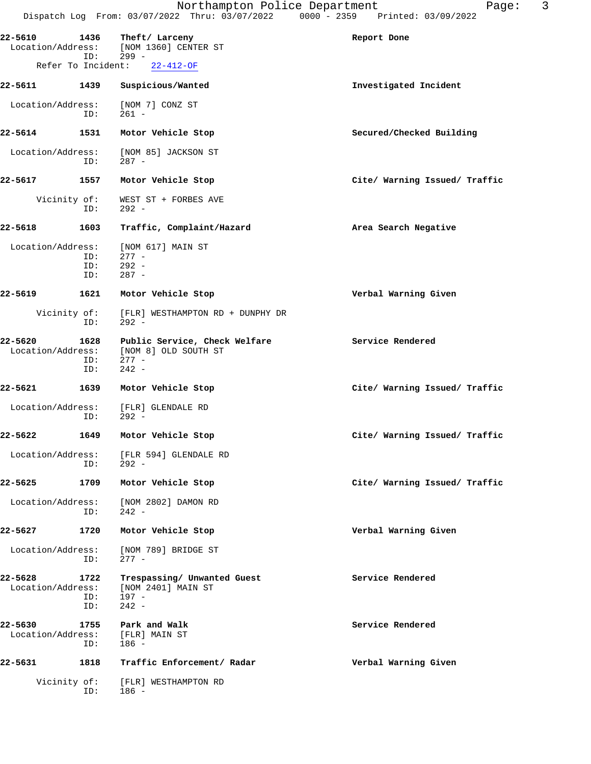**22-5610** **1436** **Theft/ Larceny** **Report Done**
Location/Address: [NOM 1360] CENTER ST
ID: 299 -
Refer To Incident: 22-412-OF

**22-5611** **1439** **Suspicious/Wanted** **Investigated Incident**
Location/Address: [NOM 7] CONZ ST
ID: 261 -

**22-5614** **1531** **Motor Vehicle Stop** **Secured/Checked Building**
Location/Address: [NOM 85] JACKSON ST
ID: 287 -

**22-5617** **1557** **Motor Vehicle Stop** **Cite/ Warning Issued/ Traffic**
Vicinity of: WEST ST + FORBES AVE
ID: 292 -

**22-5618** **1603** **Traffic, Complaint/Hazard** **Area Search Negative**
Location/Address: [NOM 617] MAIN ST
ID: 277 -
ID: 292 -
ID: 287 -

**22-5619** **1621** **Motor Vehicle Stop** **Verbal Warning Given**
Vicinity of: [FLR] WESTHAMPTON RD + DUNPHY DR
ID: 292 -

**22-5620** **1628** **Public Service, Check Welfare** **Service Rendered**
Location/Address: [NOM 8] OLD SOUTH ST
ID: 277 -
ID: 242 -

**22-5621** **1639** **Motor Vehicle Stop** **Cite/ Warning Issued/ Traffic**
Location/Address: [FLR] GLENDALE RD
ID: 292 -

**22-5622** **1649** **Motor Vehicle Stop** **Cite/ Warning Issued/ Traffic**
Location/Address: [FLR 594] GLENDALE RD
ID: 292 -

**22-5625** **1709** **Motor Vehicle Stop** **Cite/ Warning Issued/ Traffic**
Location/Address: [NOM 2802] DAMON RD
ID: 242 -

**22-5627** **1720** **Motor Vehicle Stop** **Verbal Warning Given**
Location/Address: [NOM 789] BRIDGE ST
ID: 277 -

**22-5628** **1722** **Trespassing/ Unwanted Guest** **Service Rendered**
Location/Address: [NOM 2401] MAIN ST
ID: 197 -
ID: 242 -

**22-5630** **1755** **Park and Walk** **Service Rendered**
Location/Address: [FLR] MAIN ST
ID: 186 -

**22-5631** **1818** **Traffic Enforcement/ Radar** **Verbal Warning Given**
Vicinity of: [FLR] WESTHAMPTON RD
ID: 186 -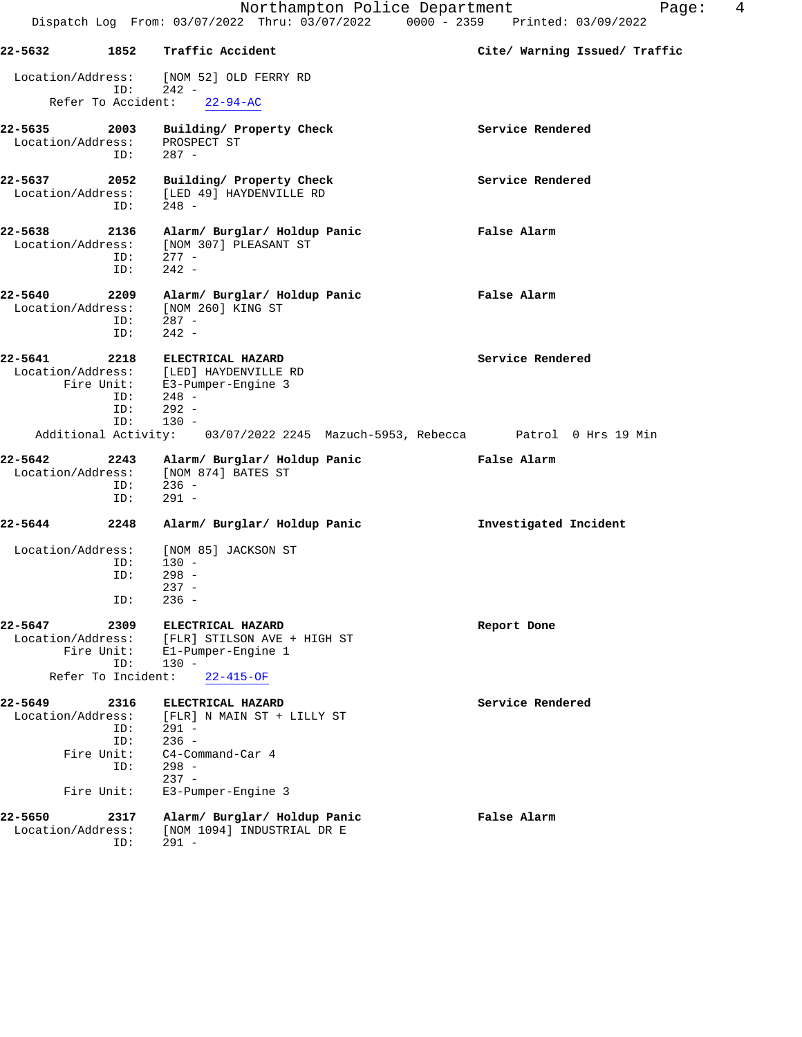22-5632 1852 Traffic Accident — Cite/ Warning Issued/ Traffic

Location/Address: [NOM 52] OLD FERRY RD
ID: 242 -
Refer To Accident: 22-94-AC

22-5635 2003 Building/ Property Check — Service Rendered

Location/Address: PROSPECT ST
ID: 287 -

22-5637 2052 Building/ Property Check — Service Rendered

Location/Address: [LED 49] HAYDENVILLE RD
ID: 248 -

22-5638 2136 Alarm/ Burglar/ Holdup Panic — False Alarm

Location/Address: [NOM 307] PLEASANT ST
ID: 277 -
ID: 242 -

22-5640 2209 Alarm/ Burglar/ Holdup Panic — False Alarm

Location/Address: [NOM 260] KING ST
ID: 287 -
ID: 242 -

22-5641 2218 ELECTRICAL HAZARD — Service Rendered

Location/Address: [LED] HAYDENVILLE RD
Fire Unit: E3-Pumper-Engine 3
ID: 248 -
ID: 292 -
ID: 130 -
Additional Activity: 03/07/2022 2245 Mazuch-5953, Rebecca Patrol 0 Hrs 19 Min

22-5642 2243 Alarm/ Burglar/ Holdup Panic — False Alarm

Location/Address: [NOM 874] BATES ST
ID: 236 -
ID: 291 -

22-5644 2248 Alarm/ Burglar/ Holdup Panic — Investigated Incident

Location/Address: [NOM 85] JACKSON ST
ID: 130 -
ID: 298 -
237 -
ID: 236 -

22-5647 2309 ELECTRICAL HAZARD — Report Done

Location/Address: [FLR] STILSON AVE + HIGH ST
Fire Unit: E1-Pumper-Engine 1
ID: 130 -
Refer To Incident: 22-415-OF

22-5649 2316 ELECTRICAL HAZARD — Service Rendered

Location/Address: [FLR] N MAIN ST + LILLY ST
ID: 291 -
ID: 236 -
Fire Unit: C4-Command-Car 4
ID: 298 -
237 -
Fire Unit: E3-Pumper-Engine 3

22-5650 2317 Alarm/ Burglar/ Holdup Panic — False Alarm

Location/Address: [NOM 1094] INDUSTRIAL DR E
ID: 291 -